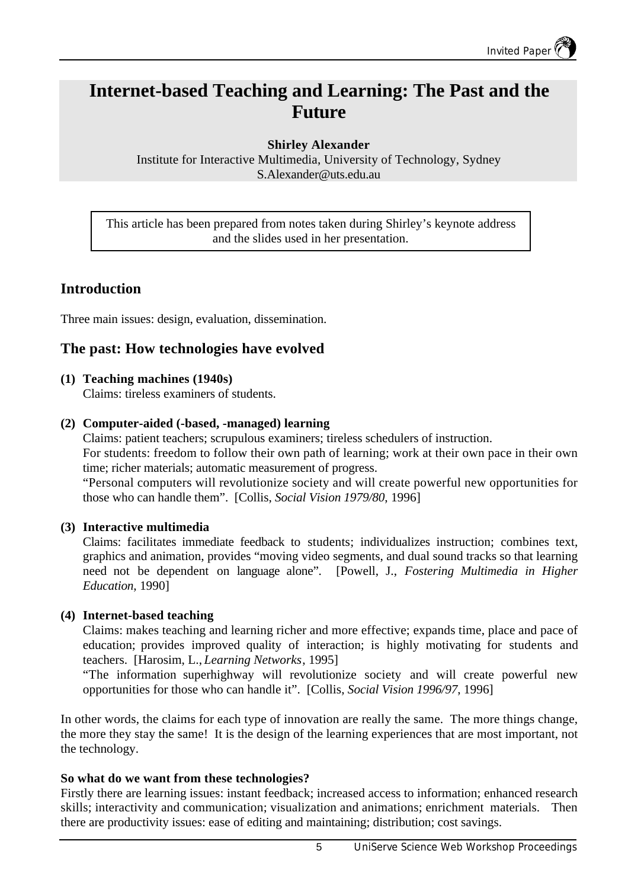# Internet-based Teaching and Learning: The Past and the Future

**Shirley Alexander**
Institute for Interactive Multimedia, University of Technology, Sydney
S.Alexander@uts.edu.au

This article has been prepared from notes taken during Shirley's keynote address and the slides used in her presentation.

## Introduction

Three main issues: design, evaluation, dissemination.

## The past: How technologies have evolved

**(1) Teaching machines (1940s)**
Claims: tireless examiners of students.

**(2) Computer-aided (-based, -managed) learning**
Claims: patient teachers; scrupulous examiners; tireless schedulers of instruction.
For students: freedom to follow their own path of learning; work at their own pace in their own time; richer materials; automatic measurement of progress.
"Personal computers will revolutionize society and will create powerful new opportunities for those who can handle them". [Collis, *Social Vision 1979/80*, 1996]

**(3) Interactive multimedia**
Claims: facilitates immediate feedback to students; individualizes instruction; combines text, graphics and animation, provides "moving video segments, and dual sound tracks so that learning need not be dependent on language alone". [Powell, J., *Fostering Multimedia in Higher Education*, 1990]

**(4) Internet-based teaching**
Claims: makes teaching and learning richer and more effective; expands time, place and pace of education; provides improved quality of interaction; is highly motivating for students and teachers. [Harosim, L., *Learning Networks*, 1995]
"The information superhighway will revolutionize society and will create powerful new opportunities for those who can handle it". [Collis, *Social Vision 1996/97*, 1996]

In other words, the claims for each type of innovation are really the same. The more things change, the more they stay the same! It is the design of the learning experiences that are most important, not the technology.

**So what do we want from these technologies?**
Firstly there are learning issues: instant feedback; increased access to information; enhanced research skills; interactivity and communication; visualization and animations; enrichment materials. Then there are productivity issues: ease of editing and maintaining; distribution; cost savings.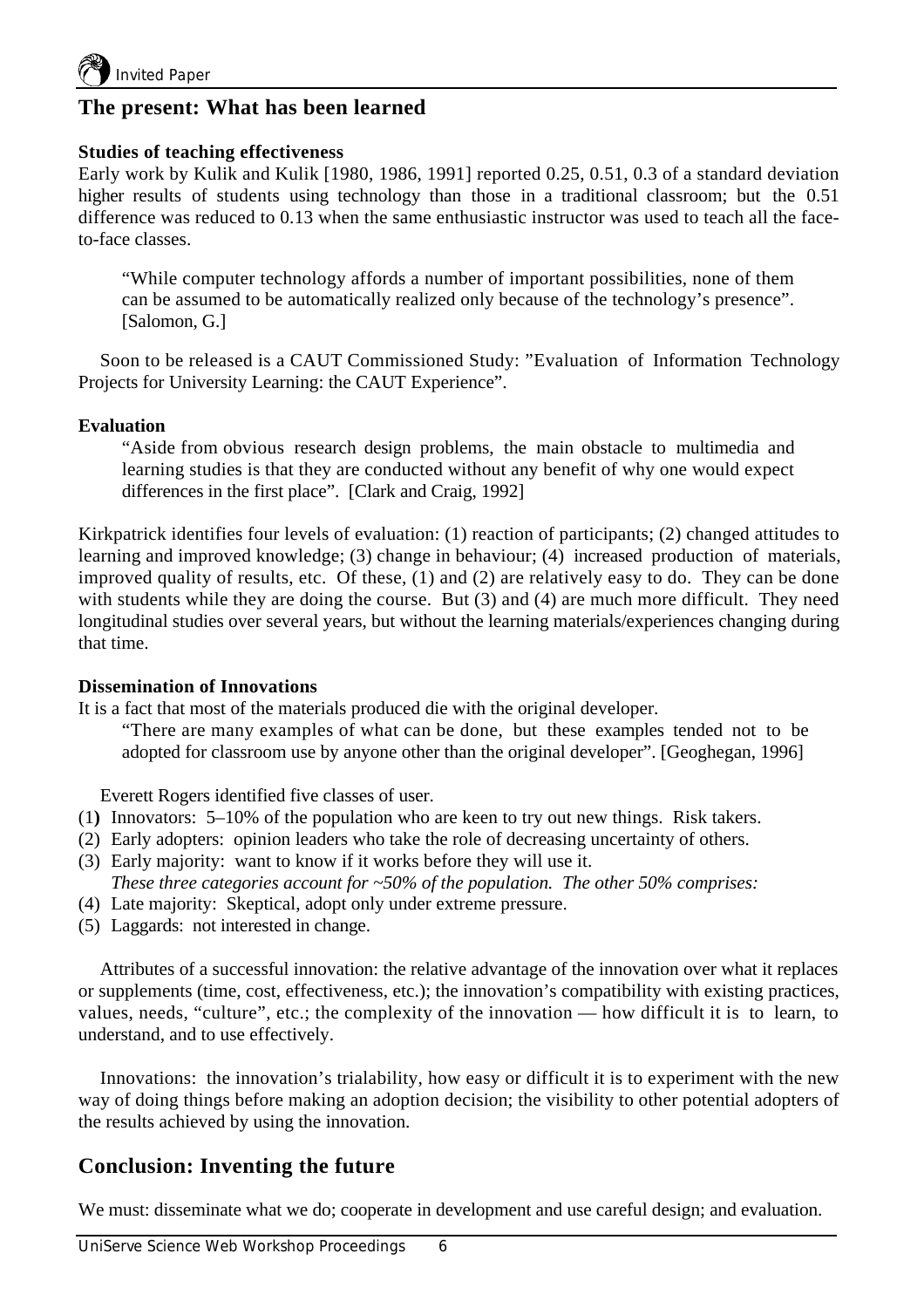## The present: What has been learned

### Studies of teaching effectiveness

Early work by Kulik and Kulik [1980, 1986, 1991] reported 0.25, 0.51, 0.3 of a standard deviation higher results of students using technology than those in a traditional classroom; but the 0.51 difference was reduced to 0.13 when the same enthusiastic instructor was used to teach all the face-to-face classes.

> "While computer technology affords a number of important possibilities, none of them can be assumed to be automatically realized only because of the technology's presence". [Salomon, G.]

Soon to be released is a CAUT Commissioned Study: "Evaluation of Information Technology Projects for University Learning: the CAUT Experience".

### Evaluation

> "Aside from obvious research design problems, the main obstacle to multimedia and learning studies is that they are conducted without any benefit of why one would expect differences in the first place". [Clark and Craig, 1992]

Kirkpatrick identifies four levels of evaluation: (1) reaction of participants; (2) changed attitudes to learning and improved knowledge; (3) change in behaviour; (4) increased production of materials, improved quality of results, etc. Of these, (1) and (2) are relatively easy to do. They can be done with students while they are doing the course. But (3) and (4) are much more difficult. They need longitudinal studies over several years, but without the learning materials/experiences changing during that time.

### Dissemination of Innovations

It is a fact that most of the materials produced die with the original developer.

> "There are many examples of what can be done, but these examples tended not to be adopted for classroom use by anyone other than the original developer". [Geoghegan, 1996]

Everett Rogers identified five classes of user.

(1) Innovators: 5–10% of the population who are keen to try out new things. Risk takers.
(2) Early adopters: opinion leaders who take the role of decreasing uncertainty of others.
(3) Early majority: want to know if it works before they will use it.
*These three categories account for ~50% of the population. The other 50% comprises:*
(4) Late majority: Skeptical, adopt only under extreme pressure.
(5) Laggards: not interested in change.

Attributes of a successful innovation: the relative advantage of the innovation over what it replaces or supplements (time, cost, effectiveness, etc.); the innovation's compatibility with existing practices, values, needs, "culture", etc.; the complexity of the innovation — how difficult it is to learn, to understand, and to use effectively.

Innovations: the innovation's trialability, how easy or difficult it is to experiment with the new way of doing things before making an adoption decision; the visibility to other potential adopters of the results achieved by using the innovation.

## Conclusion: Inventing the future

We must: disseminate what we do; cooperate in development and use careful design; and evaluation.